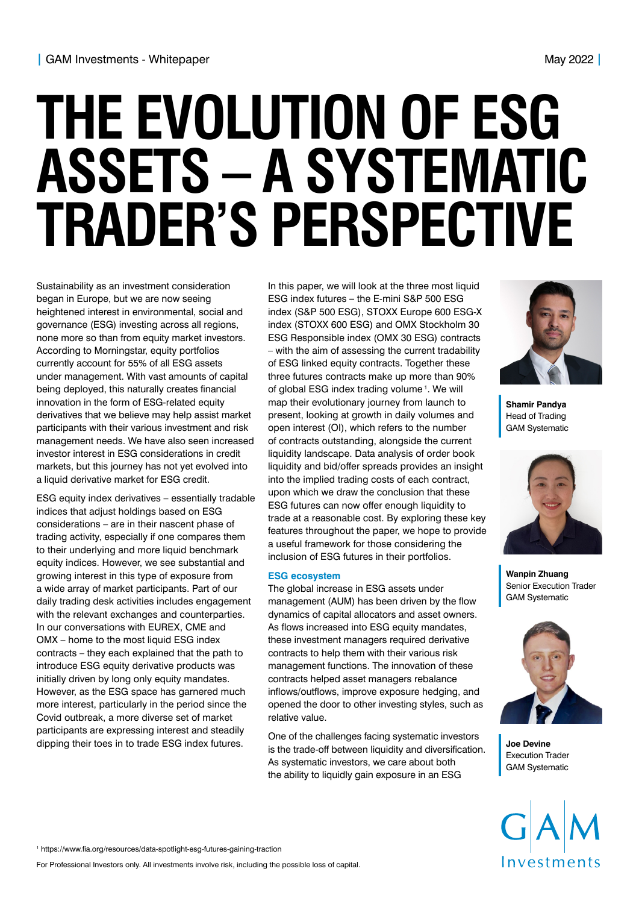# THE EVOLUTION OF ESG ASSETS – A SYSTEMATIC TRADER'S PERSPECTIVE

Sustainability as an investment consideration began in Europe, but we are now seeing heightened interest in environmental, social and governance (ESG) investing across all regions, none more so than from equity market investors. According to Morningstar, equity portfolios currently account for 55% of all ESG assets under management. With vast amounts of capital being deployed, this naturally creates financial innovation in the form of ESG-related equity derivatives that we believe may help assist market participants with their various investment and risk management needs. We have also seen increased investor interest in ESG considerations in credit markets, but this journey has not yet evolved into a liquid derivative market for ESG credit.

ESG equity index derivatives – essentially tradable indices that adjust holdings based on ESG considerations – are in their nascent phase of trading activity, especially if one compares them to their underlying and more liquid benchmark equity indices. However, we see substantial and growing interest in this type of exposure from a wide array of market participants. Part of our daily trading desk activities includes engagement with the relevant exchanges and counterparties. In our conversations with EUREX, CME and OMX – home to the most liquid ESG index contracts – they each explained that the path to introduce ESG equity derivative products was initially driven by long only equity mandates. However, as the ESG space has garnered much more interest, particularly in the period since the Covid outbreak, a more diverse set of market participants are expressing interest and steadily dipping their toes in to trade ESG index futures.

In this paper, we will look at the three most liquid ESG index futures – the E-mini S&P 500 ESG index (S&P 500 ESG), STOXX Europe 600 ESG-X index (STOXX 600 ESG) and OMX Stockholm 30 ESG Responsible index (OMX 30 ESG) contracts – with the aim of assessing the current tradability of ESG linked equity contracts. Together these three futures contracts make up more than 90% of global ESG index trading volume[1]. We will map their evolutionary journey from launch to present, looking at growth in daily volumes and open interest (OI), which refers to the number of contracts outstanding, alongside the current liquidity landscape. Data analysis of order book liquidity and bid/offer spreads provides an insight into the implied trading costs of each contract, upon which we draw the conclusion that these ESG futures can now offer enough liquidity to trade at a reasonable cost. By exploring these key features throughout the paper, we hope to provide a useful framework for those considering the inclusion of ESG futures in their portfolios.

## ESG ecosystem

The global increase in ESG assets under management (AUM) has been driven by the flow dynamics of capital allocators and asset owners. As flows increased into ESG equity mandates, these investment managers required derivative contracts to help them with their various risk management functions. The innovation of these contracts helped asset managers rebalance inflows/outflows, improve exposure hedging, and opened the door to other investing styles, such as relative value.

One of the challenges facing systematic investors is the trade-off between liquidity and diversification. As systematic investors, we care about both the ability to liquidly gain exposure in an ESG

**Shamir Pandya**
Head of Trading
GAM Systematic

**Wanpin Zhuang**
Senior Execution Trader
GAM Systematic

**Joe Devine**
Execution Trader
GAM Systematic

[1] https://www.fia.org/resources/data-spotlight-esg-futures-gaining-traction

For Professional Investors only. All investments involve risk, including the possible loss of capital.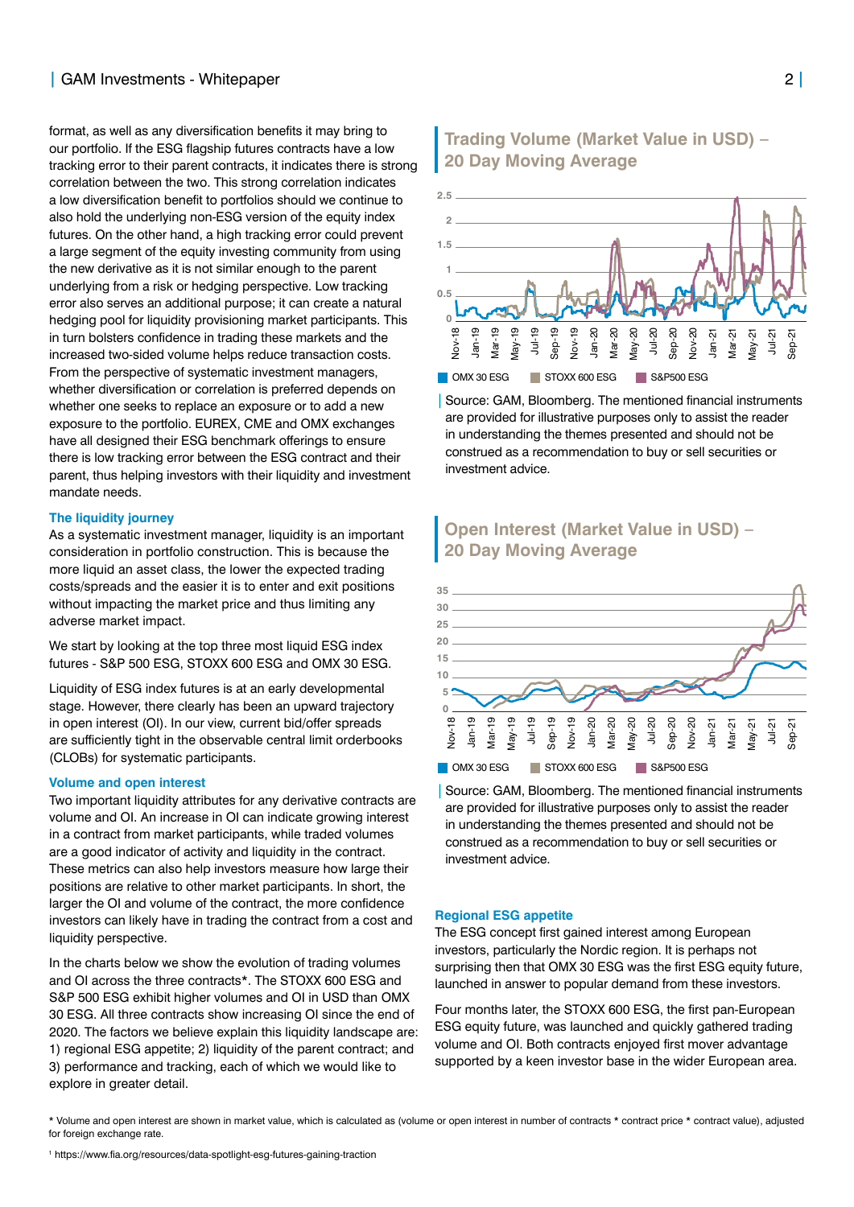format, as well as any diversification benefits it may bring to our portfolio. If the ESG flagship futures contracts have a low tracking error to their parent contracts, it indicates there is strong correlation between the two. This strong correlation indicates a low diversification benefit to portfolios should we continue to also hold the underlying non-ESG version of the equity index futures. On the other hand, a high tracking error could prevent a large segment of the equity investing community from using the new derivative as it is not similar enough to the parent underlying from a risk or hedging perspective. Low tracking error also serves an additional purpose; it can create a natural hedging pool for liquidity provisioning market participants. This in turn bolsters confidence in trading these markets and the increased two-sided volume helps reduce transaction costs. From the perspective of systematic investment managers, whether diversification or correlation is preferred depends on whether one seeks to replace an exposure or to add a new exposure to the portfolio. EUREX, CME and OMX exchanges have all designed their ESG benchmark offerings to ensure there is low tracking error between the ESG contract and their parent, thus helping investors with their liquidity and investment mandate needs.

### The liquidity journey

As a systematic investment manager, liquidity is an important consideration in portfolio construction. This is because the more liquid an asset class, the lower the expected trading costs/spreads and the easier it is to enter and exit positions without impacting the market price and thus limiting any adverse market impact.

We start by looking at the top three most liquid ESG index futures - S&P 500 ESG, STOXX 600 ESG and OMX 30 ESG.

Liquidity of ESG index futures is at an early developmental stage. However, there clearly has been an upward trajectory in open interest (OI). In our view, current bid/offer spreads are sufficiently tight in the observable central limit orderbooks (CLOBs) for systematic participants.

### Volume and open interest

Two important liquidity attributes for any derivative contracts are volume and OI. An increase in OI can indicate growing interest in a contract from market participants, while traded volumes are a good indicator of activity and liquidity in the contract. These metrics can also help investors measure how large their positions are relative to other market participants. In short, the larger the OI and volume of the contract, the more confidence investors can likely have in trading the contract from a cost and liquidity perspective.

In the charts below we show the evolution of trading volumes and OI across the three contracts*. The STOXX 600 ESG and S&P 500 ESG exhibit higher volumes and OI in USD than OMX 30 ESG. All three contracts show increasing OI since the end of 2020. The factors we believe explain this liquidity landscape are: 1) regional ESG appetite; 2) liquidity of the parent contract; and 3) performance and tracking, each of which we would like to explore in greater detail.

### Trading Volume (Market Value in USD) – 20 Day Moving Average

Source: GAM, Bloomberg. The mentioned financial instruments are provided for illustrative purposes only to assist the reader in understanding the themes presented and should not be construed as a recommendation to buy or sell securities or investment advice.

### Open Interest (Market Value in USD) – 20 Day Moving Average

Source: GAM, Bloomberg. The mentioned financial instruments are provided for illustrative purposes only to assist the reader in understanding the themes presented and should not be construed as a recommendation to buy or sell securities or investment advice.

### Regional ESG appetite

The ESG concept first gained interest among European investors, particularly the Nordic region. It is perhaps not surprising then that OMX 30 ESG was the first ESG equity future, launched in answer to popular demand from these investors.

Four months later, the STOXX 600 ESG, the first pan-European ESG equity future, was launched and quickly gathered trading volume and OI. Both contracts enjoyed first mover advantage supported by a keen investor base in the wider European area.

* Volume and open interest are shown in market value, which is calculated as (volume or open interest in number of contracts * contract price * contract value), adjusted for foreign exchange rate.

[1] https://www.fia.org/resources/data-spotlight-esg-futures-gaining-traction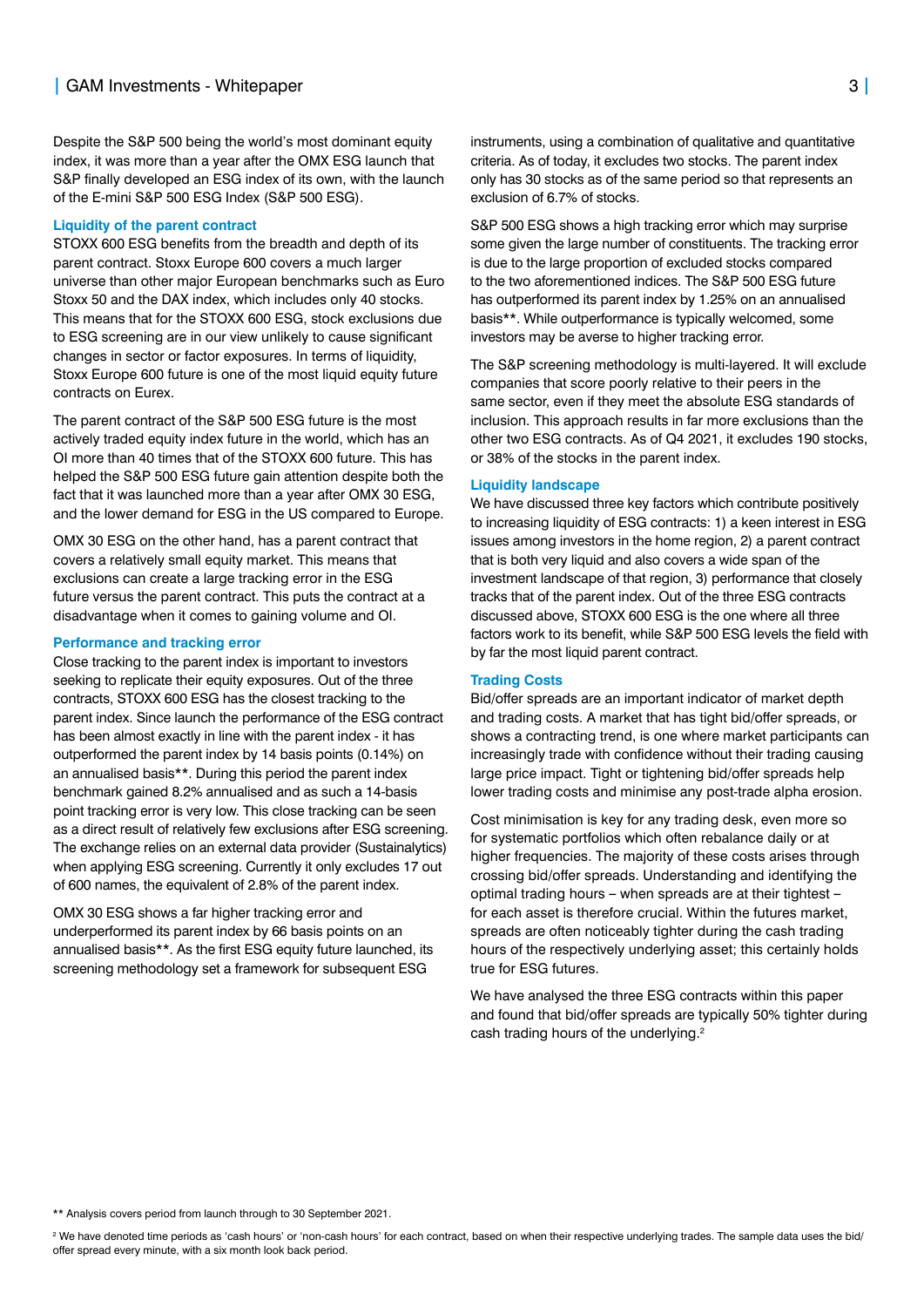Despite the S&P 500 being the world's most dominant equity index, it was more than a year after the OMX ESG launch that S&P finally developed an ESG index of its own, with the launch of the E-mini S&P 500 ESG Index (S&P 500 ESG).

### Liquidity of the parent contract

STOXX 600 ESG benefits from the breadth and depth of its parent contract. Stoxx Europe 600 covers a much larger universe than other major European benchmarks such as Euro Stoxx 50 and the DAX index, which includes only 40 stocks. This means that for the STOXX 600 ESG, stock exclusions due to ESG screening are in our view unlikely to cause significant changes in sector or factor exposures. In terms of liquidity, Stoxx Europe 600 future is one of the most liquid equity future contracts on Eurex.

The parent contract of the S&P 500 ESG future is the most actively traded equity index future in the world, which has an OI more than 40 times that of the STOXX 600 future. This has helped the S&P 500 ESG future gain attention despite both the fact that it was launched more than a year after OMX 30 ESG, and the lower demand for ESG in the US compared to Europe.

OMX 30 ESG on the other hand, has a parent contract that covers a relatively small equity market. This means that exclusions can create a large tracking error in the ESG future versus the parent contract. This puts the contract at a disadvantage when it comes to gaining volume and OI.

### Performance and tracking error

Close tracking to the parent index is important to investors seeking to replicate their equity exposures. Out of the three contracts, STOXX 600 ESG has the closest tracking to the parent index. Since launch the performance of the ESG contract has been almost exactly in line with the parent index - it has outperformed the parent index by 14 basis points (0.14%) on an annualised basis**. During this period the parent index benchmark gained 8.2% annualised and as such a 14-basis point tracking error is very low. This close tracking can be seen as a direct result of relatively few exclusions after ESG screening. The exchange relies on an external data provider (Sustainalytics) when applying ESG screening. Currently it only excludes 17 out of 600 names, the equivalent of 2.8% of the parent index.

OMX 30 ESG shows a far higher tracking error and underperformed its parent index by 66 basis points on an annualised basis**. As the first ESG equity future launched, its screening methodology set a framework for subsequent ESG instruments, using a combination of qualitative and quantitative criteria. As of today, it excludes two stocks. The parent index only has 30 stocks as of the same period so that represents an exclusion of 6.7% of stocks.

S&P 500 ESG shows a high tracking error which may surprise some given the large number of constituents. The tracking error is due to the large proportion of excluded stocks compared to the two aforementioned indices. The S&P 500 ESG future has outperformed its parent index by 1.25% on an annualised basis**. While outperformance is typically welcomed, some investors may be averse to higher tracking error.

The S&P screening methodology is multi-layered. It will exclude companies that score poorly relative to their peers in the same sector, even if they meet the absolute ESG standards of inclusion. This approach results in far more exclusions than the other two ESG contracts. As of Q4 2021, it excludes 190 stocks, or 38% of the stocks in the parent index.

### Liquidity landscape

We have discussed three key factors which contribute positively to increasing liquidity of ESG contracts: 1) a keen interest in ESG issues among investors in the home region, 2) a parent contract that is both very liquid and also covers a wide span of the investment landscape of that region, 3) performance that closely tracks that of the parent index. Out of the three ESG contracts discussed above, STOXX 600 ESG is the one where all three factors work to its benefit, while S&P 500 ESG levels the field with by far the most liquid parent contract.

### Trading Costs

Bid/offer spreads are an important indicator of market depth and trading costs. A market that has tight bid/offer spreads, or shows a contracting trend, is one where market participants can increasingly trade with confidence without their trading causing large price impact. Tight or tightening bid/offer spreads help lower trading costs and minimise any post-trade alpha erosion.

Cost minimisation is key for any trading desk, even more so for systematic portfolios which often rebalance daily or at higher frequencies. The majority of these costs arises through crossing bid/offer spreads. Understanding and identifying the optimal trading hours – when spreads are at their tightest – for each asset is therefore crucial. Within the futures market, spreads are often noticeably tighter during the cash trading hours of the respectively underlying asset; this certainly holds true for ESG futures.

We have analysed the three ESG contracts within this paper and found that bid/offer spreads are typically 50% tighter during cash trading hours of the underlying.[2]

** Analysis covers period from launch through to 30 September 2021.

[2] We have denoted time periods as 'cash hours' or 'non-cash hours' for each contract, based on when their respective underlying trades. The sample data uses the bid/offer spread every minute, with a six month look back period.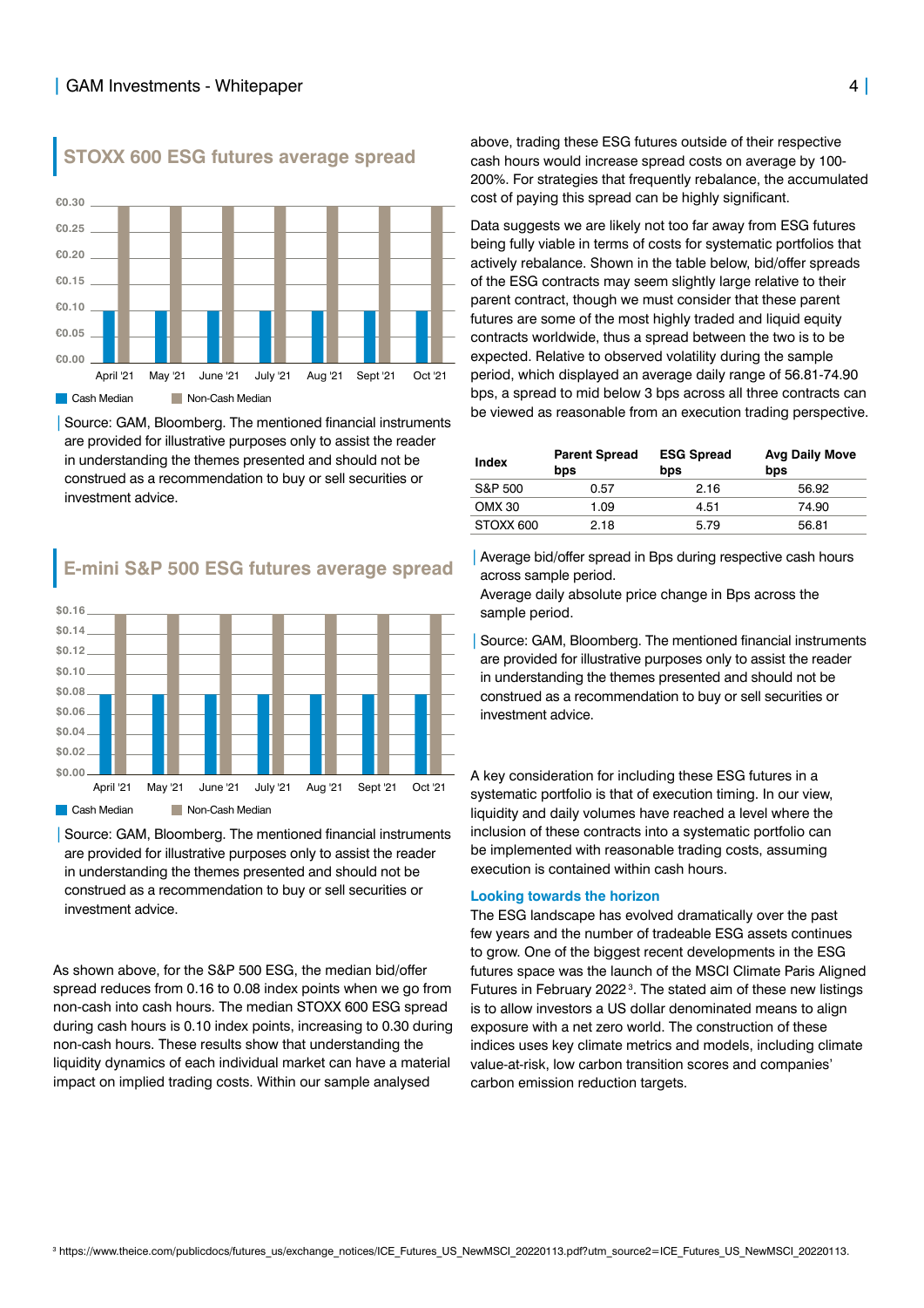## STOXX 600 ESG futures average spread

| Month | Cash Median | Non-Cash Median |
|---|---|---|
| April '21 | €0.10 | €0.30 |
| May '21 | €0.10 | €0.30 |
| June '21 | €0.10 | €0.30 |
| July '21 | €0.10 | €0.30 |
| Aug '21 | €0.10 | €0.30 |
| Sept '21 | €0.10 | €0.30 |
| Oct '21 | €0.10 | €0.30 |

Source: GAM, Bloomberg. The mentioned financial instruments are provided for illustrative purposes only to assist the reader in understanding the themes presented and should not be construed as a recommendation to buy or sell securities or investment advice.

## E-mini S&P 500 ESG futures average spread

| Month | Cash Median | Non-Cash Median |
|---|---|---|
| April '21 | $0.08 | $0.16 |
| May '21 | $0.08 | $0.16 |
| June '21 | $0.08 | $0.16 |
| July '21 | $0.08 | $0.16 |
| Aug '21 | $0.08 | $0.16 |
| Sept '21 | $0.08 | $0.16 |
| Oct '21 | $0.08 | $0.16 |

Source: GAM, Bloomberg. The mentioned financial instruments are provided for illustrative purposes only to assist the reader in understanding the themes presented and should not be construed as a recommendation to buy or sell securities or investment advice.

As shown above, for the S&P 500 ESG, the median bid/offer spread reduces from 0.16 to 0.08 index points when we go from non-cash into cash hours. The median STOXX 600 ESG spread during cash hours is 0.10 index points, increasing to 0.30 during non-cash hours. These results show that understanding the liquidity dynamics of each individual market can have a material impact on implied trading costs. Within our sample analysed above, trading these ESG futures outside of their respective cash hours would increase spread costs on average by 100-200%. For strategies that frequently rebalance, the accumulated cost of paying this spread can be highly significant.

Data suggests we are likely not too far away from ESG futures being fully viable in terms of costs for systematic portfolios that actively rebalance. Shown in the table below, bid/offer spreads of the ESG contracts may seem slightly large relative to their parent contract, though we must consider that these parent futures are some of the most highly traded and liquid equity contracts worldwide, thus a spread between the two is to be expected. Relative to observed volatility during the sample period, which displayed an average daily range of 56.81-74.90 bps, a spread to mid below 3 bps across all three contracts can be viewed as reasonable from an execution trading perspective.

| Index | Parent Spread bps | ESG Spread bps | Avg Daily Move bps |
|---|---|---|---|
| S&P 500 | 0.57 | 2.16 | 56.92 |
| OMX 30 | 1.09 | 4.51 | 74.90 |
| STOXX 600 | 2.18 | 5.79 | 56.81 |

Average bid/offer spread in Bps during respective cash hours across sample period.
Average daily absolute price change in Bps across the sample period.

Source: GAM, Bloomberg. The mentioned financial instruments are provided for illustrative purposes only to assist the reader in understanding the themes presented and should not be construed as a recommendation to buy or sell securities or investment advice.

A key consideration for including these ESG futures in a systematic portfolio is that of execution timing. In our view, liquidity and daily volumes have reached a level where the inclusion of these contracts into a systematic portfolio can be implemented with reasonable trading costs, assuming execution is contained within cash hours.

### Looking towards the horizon

The ESG landscape has evolved dramatically over the past few years and the number of tradeable ESG assets continues to grow. One of the biggest recent developments in the ESG futures space was the launch of the MSCI Climate Paris Aligned Futures in February 2022[3]. The stated aim of these new listings is to allow investors a US dollar denominated means to align exposure with a net zero world. The construction of these indices uses key climate metrics and models, including climate value-at-risk, low carbon transition scores and companies' carbon emission reduction targets.

[3] https://www.theice.com/publicdocs/futures_us/exchange_notices/ICE_Futures_US_NewMSCI_20220113.pdf?utm_source2=ICE_Futures_US_NewMSCI_20220113.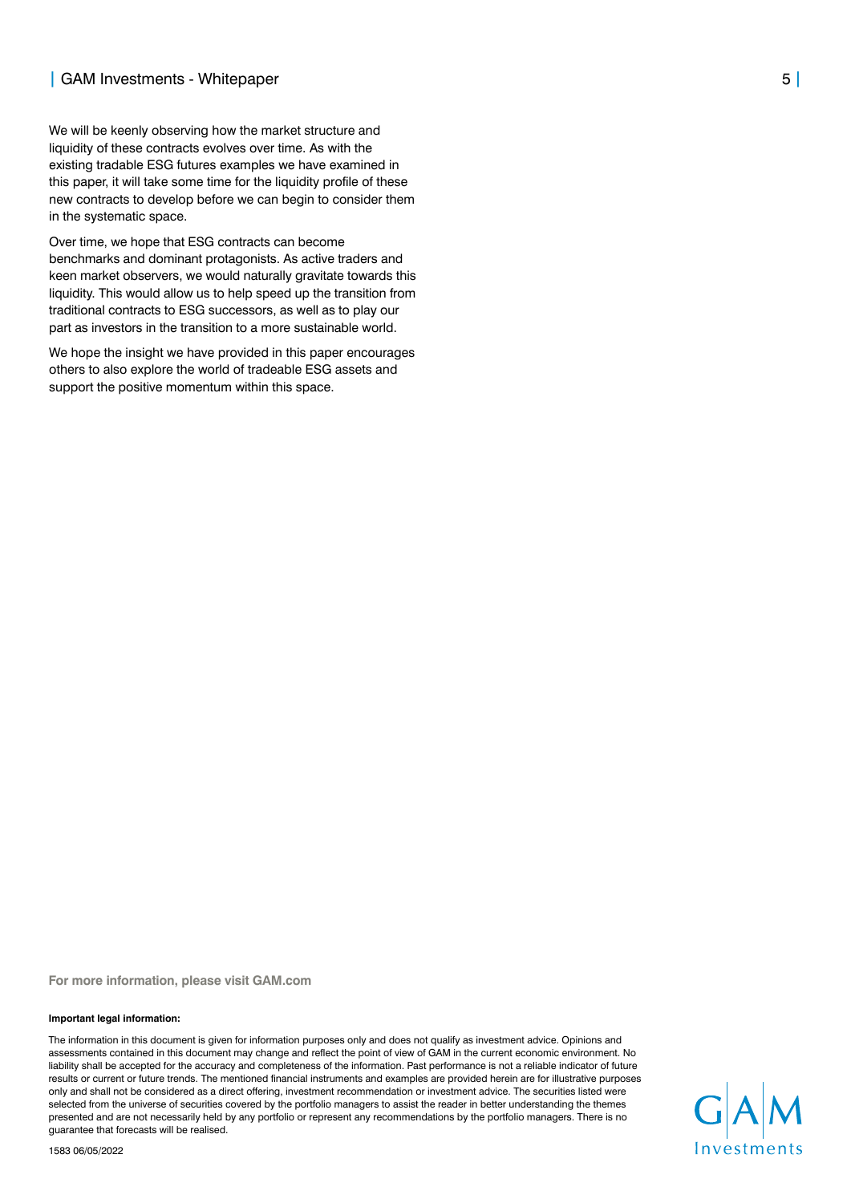We will be keenly observing how the market structure and liquidity of these contracts evolves over time. As with the existing tradable ESG futures examples we have examined in this paper, it will take some time for the liquidity profile of these new contracts to develop before we can begin to consider them in the systematic space.

Over time, we hope that ESG contracts can become benchmarks and dominant protagonists. As active traders and keen market observers, we would naturally gravitate towards this liquidity. This would allow us to help speed up the transition from traditional contracts to ESG successors, as well as to play our part as investors in the transition to a more sustainable world.

We hope the insight we have provided in this paper encourages others to also explore the world of tradeable ESG assets and support the positive momentum within this space.

**For more information, please visit GAM.com**

**Important legal information:**

The information in this document is given for information purposes only and does not qualify as investment advice. Opinions and assessments contained in this document may change and reflect the point of view of GAM in the current economic environment. No liability shall be accepted for the accuracy and completeness of the information. Past performance is not a reliable indicator of future results or current or future trends. The mentioned financial instruments and examples are provided herein are for illustrative purposes only and shall not be considered as a direct offering, investment recommendation or investment advice. The securities listed were selected from the universe of securities covered by the portfolio managers to assist the reader in better understanding the themes presented and are not necessarily held by any portfolio or represent any recommendations by the portfolio managers. There is no guarantee that forecasts will be realised.

1583 06/05/2022

GAM Investments